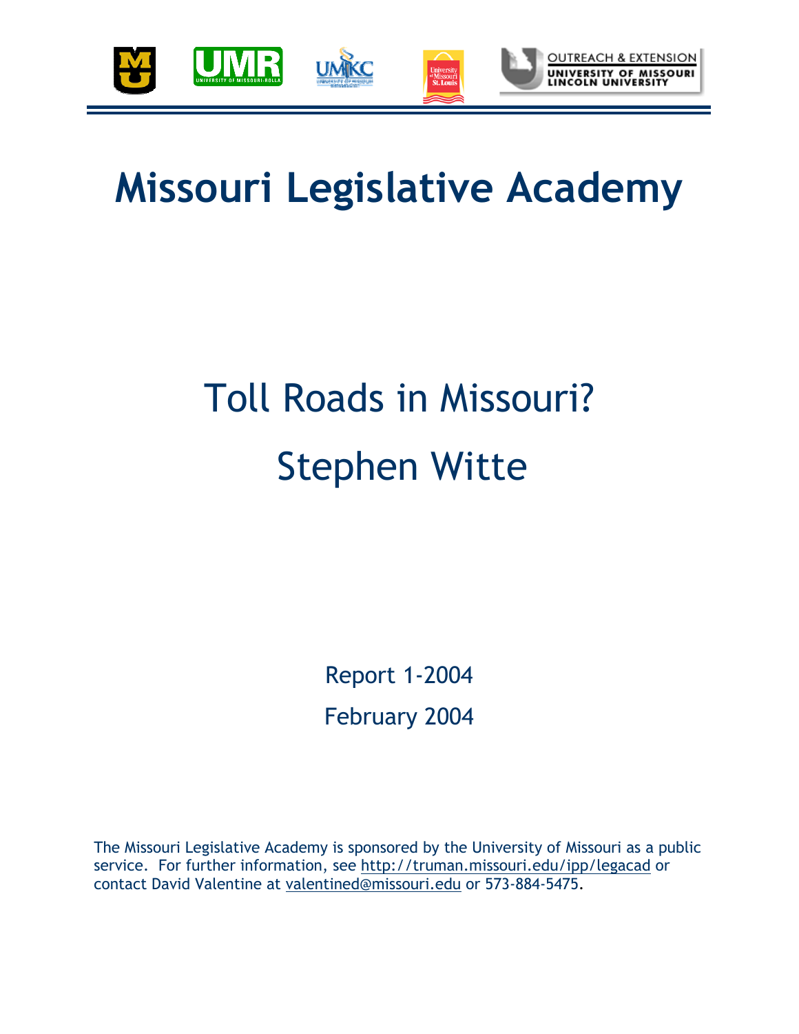# Missouri Legislative Academy

## Toll Roads in Missouri?

## Stephen Witte

Report 1-2004

February 2004

The Missouri Legislative Academy is sponsored by the University of Missouri as a public service. For further information, see http://truman.missouri.edu/ipp/legacad or contact David Valentine at valentined@missouri.edu or 573-884-5475.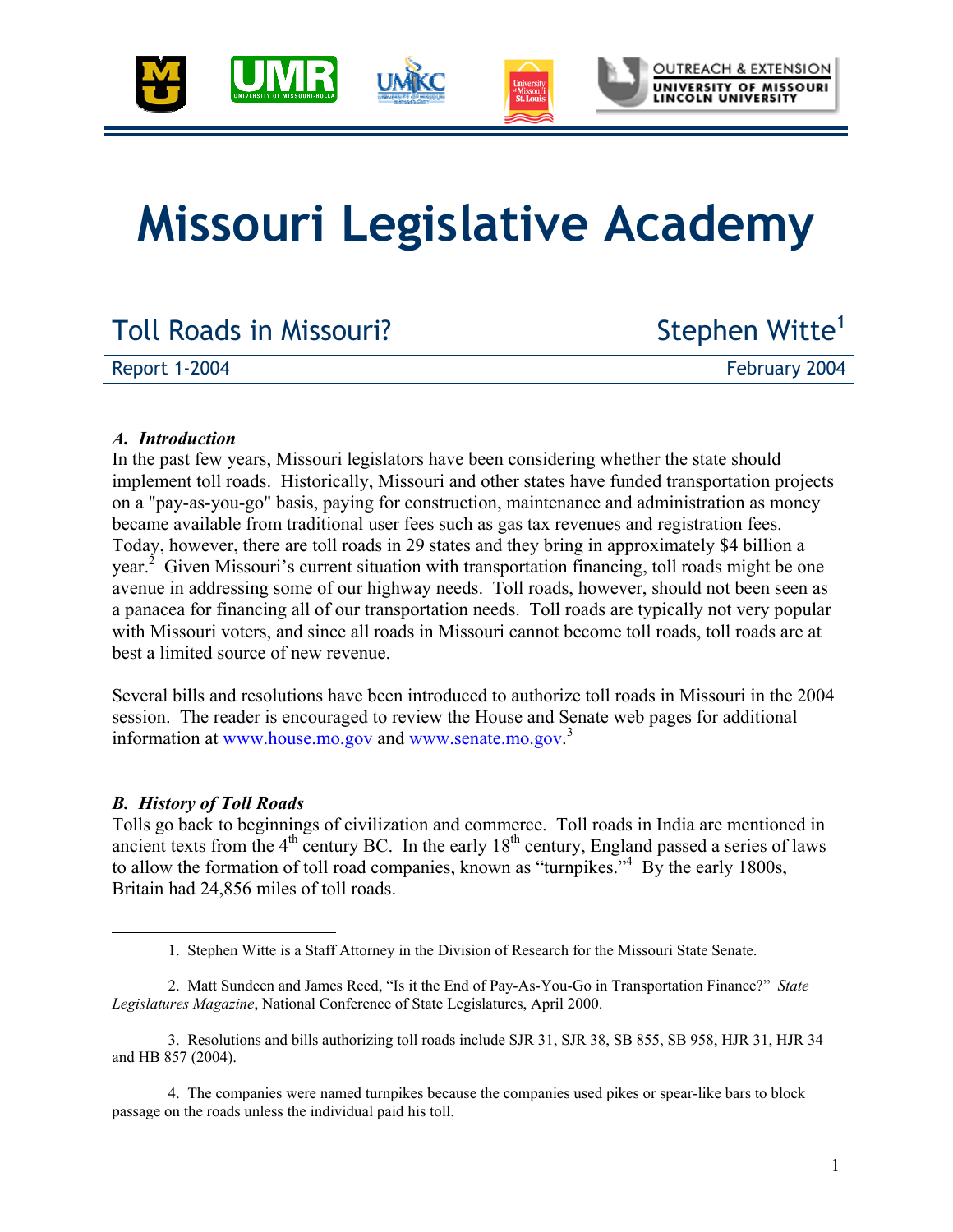# Missouri Legislative Academy

## Toll Roads in Missouri?

Stephen Witte[1]

Report 1-2004

February 2004

### *A. Introduction*

In the past few years, Missouri legislators have been considering whether the state should implement toll roads. Historically, Missouri and other states have funded transportation projects on a "pay-as-you-go" basis, paying for construction, maintenance and administration as money became available from traditional user fees such as gas tax revenues and registration fees. Today, however, there are toll roads in 29 states and they bring in approximately $4 billion a year.[2] Given Missouri's current situation with transportation financing, toll roads might be one avenue in addressing some of our highway needs. Toll roads, however, should not been seen as a panacea for financing all of our transportation needs. Toll roads are typically not very popular with Missouri voters, and since all roads in Missouri cannot become toll roads, toll roads are at best a limited source of new revenue.

Several bills and resolutions have been introduced to authorize toll roads in Missouri in the 2004 session. The reader is encouraged to review the House and Senate web pages for additional information at www.house.mo.gov and www.senate.mo.gov.[3]

### *B. History of Toll Roads*

Tolls go back to beginnings of civilization and commerce. Toll roads in India are mentioned in ancient texts from the 4th century BC. In the early 18th century, England passed a series of laws to allow the formation of toll road companies, known as "turnpikes."[4] By the early 1800s, Britain had 24,856 miles of toll roads.

---

1. Stephen Witte is a Staff Attorney in the Division of Research for the Missouri State Senate.

2. Matt Sundeen and James Reed, "Is it the End of Pay-As-You-Go in Transportation Finance?" *State Legislatures Magazine*, National Conference of State Legislatures, April 2000.

3. Resolutions and bills authorizing toll roads include SJR 31, SJR 38, SB 855, SB 958, HJR 31, HJR 34 and HB 857 (2004).

4. The companies were named turnpikes because the companies used pikes or spear-like bars to block passage on the roads unless the individual paid his toll.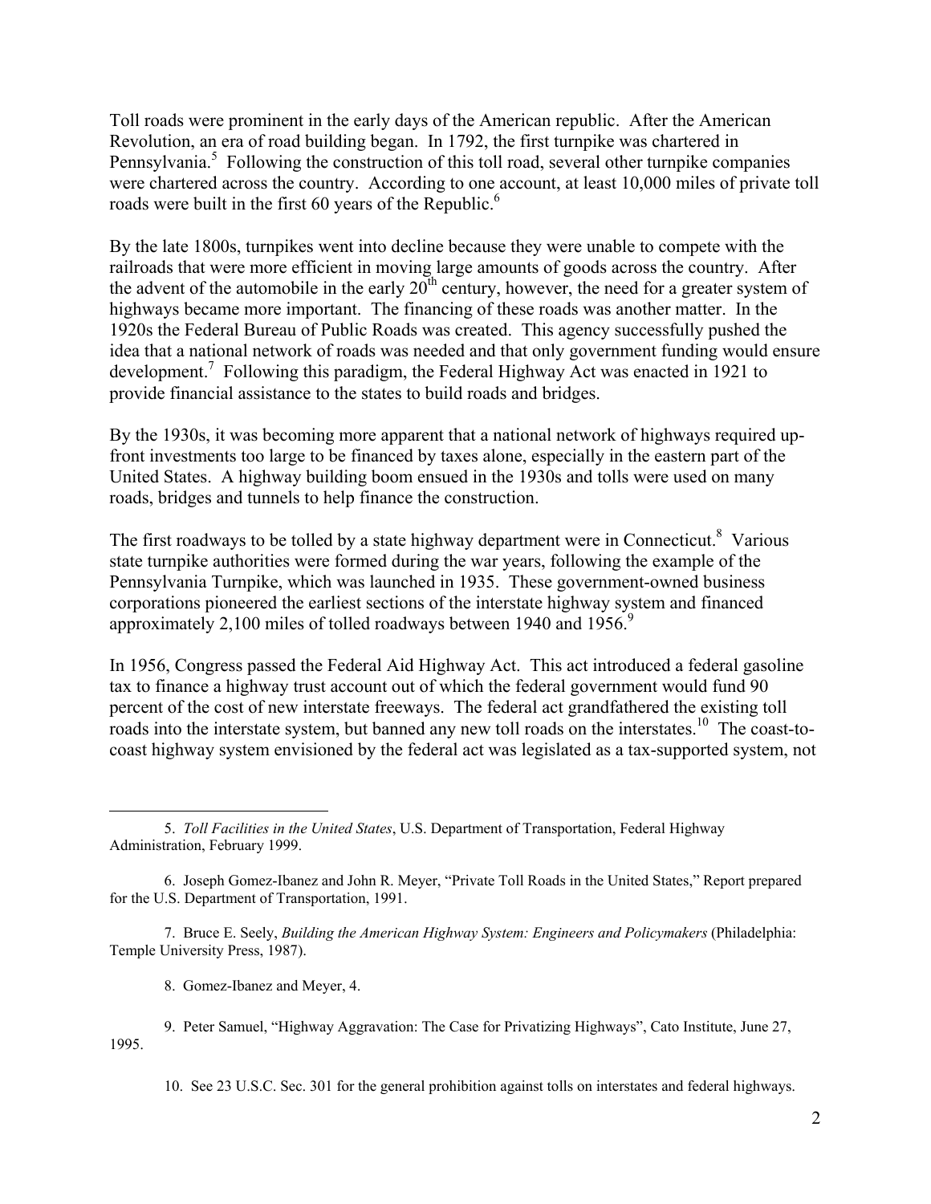Toll roads were prominent in the early days of the American republic. After the American Revolution, an era of road building began. In 1792, the first turnpike was chartered in Pennsylvania.[5] Following the construction of this toll road, several other turnpike companies were chartered across the country. According to one account, at least 10,000 miles of private toll roads were built in the first 60 years of the Republic.[6]

By the late 1800s, turnpikes went into decline because they were unable to compete with the railroads that were more efficient in moving large amounts of goods across the country. After the advent of the automobile in the early 20th century, however, the need for a greater system of highways became more important. The financing of these roads was another matter. In the 1920s the Federal Bureau of Public Roads was created. This agency successfully pushed the idea that a national network of roads was needed and that only government funding would ensure development.[7] Following this paradigm, the Federal Highway Act was enacted in 1921 to provide financial assistance to the states to build roads and bridges.

By the 1930s, it was becoming more apparent that a national network of highways required up-front investments too large to be financed by taxes alone, especially in the eastern part of the United States. A highway building boom ensued in the 1930s and tolls were used on many roads, bridges and tunnels to help finance the construction.

The first roadways to be tolled by a state highway department were in Connecticut.[8] Various state turnpike authorities were formed during the war years, following the example of the Pennsylvania Turnpike, which was launched in 1935. These government-owned business corporations pioneered the earliest sections of the interstate highway system and financed approximately 2,100 miles of tolled roadways between 1940 and 1956.[9]

In 1956, Congress passed the Federal Aid Highway Act. This act introduced a federal gasoline tax to finance a highway trust account out of which the federal government would fund 90 percent of the cost of new interstate freeways. The federal act grandfathered the existing toll roads into the interstate system, but banned any new toll roads on the interstates.[10] The coast-to-coast highway system envisioned by the federal act was legislated as a tax-supported system, not

---

5. *Toll Facilities in the United States*, U.S. Department of Transportation, Federal Highway Administration, February 1999.

6. Joseph Gomez-Ibanez and John R. Meyer, "Private Toll Roads in the United States," Report prepared for the U.S. Department of Transportation, 1991.

7. Bruce E. Seely, *Building the American Highway System: Engineers and Policymakers* (Philadelphia: Temple University Press, 1987).

8. Gomez-Ibanez and Meyer, 4.

9. Peter Samuel, "Highway Aggravation: The Case for Privatizing Highways", Cato Institute, June 27, 1995.

10. See 23 U.S.C. Sec. 301 for the general prohibition against tolls on interstates and federal highways.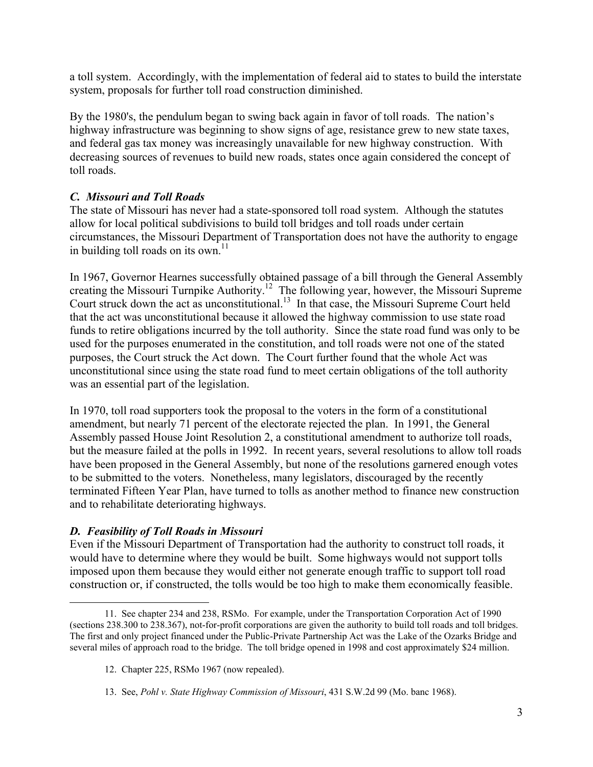a toll system. Accordingly, with the implementation of federal aid to states to build the interstate system, proposals for further toll road construction diminished.

By the 1980's, the pendulum began to swing back again in favor of toll roads. The nation's highway infrastructure was beginning to show signs of age, resistance grew to new state taxes, and federal gas tax money was increasingly unavailable for new highway construction. With decreasing sources of revenues to build new roads, states once again considered the concept of toll roads.

### *C. Missouri and Toll Roads*

The state of Missouri has never had a state-sponsored toll road system. Although the statutes allow for local political subdivisions to build toll bridges and toll roads under certain circumstances, the Missouri Department of Transportation does not have the authority to engage in building toll roads on its own.[11]

In 1967, Governor Hearnes successfully obtained passage of a bill through the General Assembly creating the Missouri Turnpike Authority.[12] The following year, however, the Missouri Supreme Court struck down the act as unconstitutional.[13] In that case, the Missouri Supreme Court held that the act was unconstitutional because it allowed the highway commission to use state road funds to retire obligations incurred by the toll authority. Since the state road fund was only to be used for the purposes enumerated in the constitution, and toll roads were not one of the stated purposes, the Court struck the Act down. The Court further found that the whole Act was unconstitutional since using the state road fund to meet certain obligations of the toll authority was an essential part of the legislation.

In 1970, toll road supporters took the proposal to the voters in the form of a constitutional amendment, but nearly 71 percent of the electorate rejected the plan. In 1991, the General Assembly passed House Joint Resolution 2, a constitutional amendment to authorize toll roads, but the measure failed at the polls in 1992. In recent years, several resolutions to allow toll roads have been proposed in the General Assembly, but none of the resolutions garnered enough votes to be submitted to the voters. Nonetheless, many legislators, discouraged by the recently terminated Fifteen Year Plan, have turned to tolls as another method to finance new construction and to rehabilitate deteriorating highways.

### *D. Feasibility of Toll Roads in Missouri*

Even if the Missouri Department of Transportation had the authority to construct toll roads, it would have to determine where they would be built. Some highways would not support tolls imposed upon them because they would either not generate enough traffic to support toll road construction or, if constructed, the tolls would be too high to make them economically feasible.

---

11. See chapter 234 and 238, RSMo. For example, under the Transportation Corporation Act of 1990 (sections 238.300 to 238.367), not-for-profit corporations are given the authority to build toll roads and toll bridges. The first and only project financed under the Public-Private Partnership Act was the Lake of the Ozarks Bridge and several miles of approach road to the bridge. The toll bridge opened in 1998 and cost approximately $24 million.

12. Chapter 225, RSMo 1967 (now repealed).

13. See, *Pohl v. State Highway Commission of Missouri*, 431 S.W.2d 99 (Mo. banc 1968).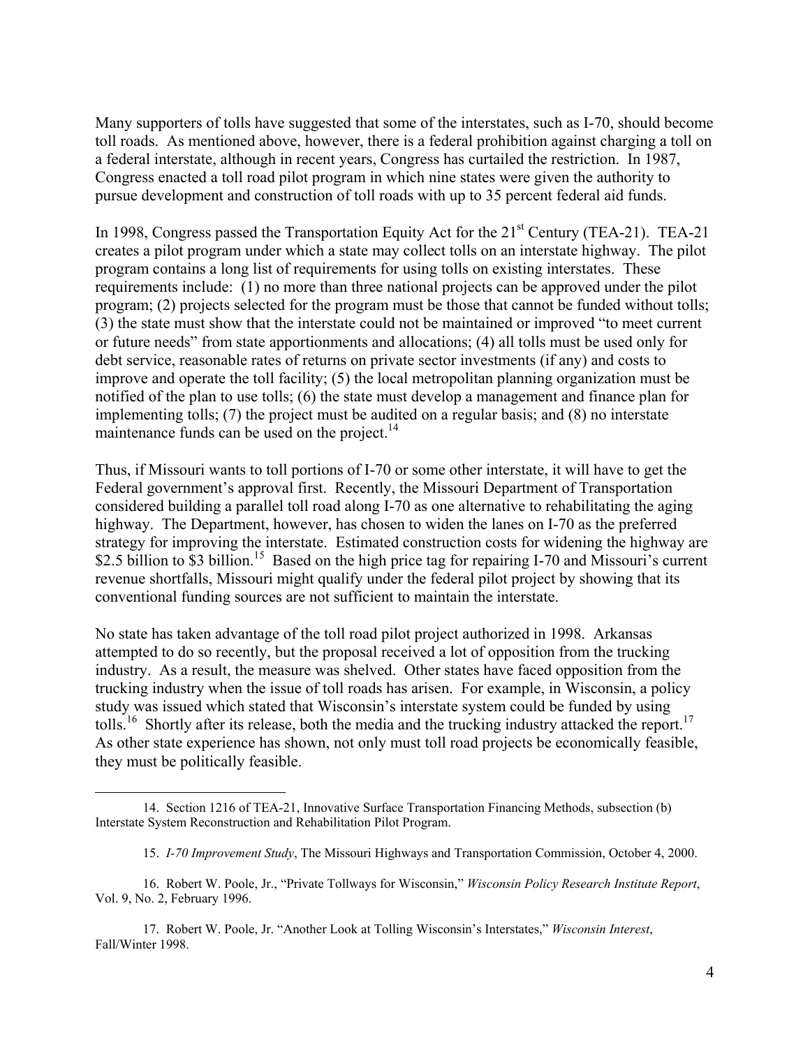Many supporters of tolls have suggested that some of the interstates, such as I-70, should become toll roads. As mentioned above, however, there is a federal prohibition against charging a toll on a federal interstate, although in recent years, Congress has curtailed the restriction. In 1987, Congress enacted a toll road pilot program in which nine states were given the authority to pursue development and construction of toll roads with up to 35 percent federal aid funds.

In 1998, Congress passed the Transportation Equity Act for the 21st Century (TEA-21). TEA-21 creates a pilot program under which a state may collect tolls on an interstate highway. The pilot program contains a long list of requirements for using tolls on existing interstates. These requirements include: (1) no more than three national projects can be approved under the pilot program; (2) projects selected for the program must be those that cannot be funded without tolls; (3) the state must show that the interstate could not be maintained or improved "to meet current or future needs" from state apportionments and allocations; (4) all tolls must be used only for debt service, reasonable rates of returns on private sector investments (if any) and costs to improve and operate the toll facility; (5) the local metropolitan planning organization must be notified of the plan to use tolls; (6) the state must develop a management and finance plan for implementing tolls; (7) the project must be audited on a regular basis; and (8) no interstate maintenance funds can be used on the project.[14]

Thus, if Missouri wants to toll portions of I-70 or some other interstate, it will have to get the Federal government's approval first. Recently, the Missouri Department of Transportation considered building a parallel toll road along I-70 as one alternative to rehabilitating the aging highway. The Department, however, has chosen to widen the lanes on I-70 as the preferred strategy for improving the interstate. Estimated construction costs for widening the highway are $2.5 billion to $3 billion.[15] Based on the high price tag for repairing I-70 and Missouri's current revenue shortfalls, Missouri might qualify under the federal pilot project by showing that its conventional funding sources are not sufficient to maintain the interstate.

No state has taken advantage of the toll road pilot project authorized in 1998. Arkansas attempted to do so recently, but the proposal received a lot of opposition from the trucking industry. As a result, the measure was shelved. Other states have faced opposition from the trucking industry when the issue of toll roads has arisen. For example, in Wisconsin, a policy study was issued which stated that Wisconsin's interstate system could be funded by using tolls.[16] Shortly after its release, both the media and the trucking industry attacked the report.[17] As other state experience has shown, not only must toll road projects be economically feasible, they must be politically feasible.

---

14. Section 1216 of TEA-21, Innovative Surface Transportation Financing Methods, subsection (b) Interstate System Reconstruction and Rehabilitation Pilot Program.

15. *I-70 Improvement Study*, The Missouri Highways and Transportation Commission, October 4, 2000.

16. Robert W. Poole, Jr., "Private Tollways for Wisconsin," *Wisconsin Policy Research Institute Report*, Vol. 9, No. 2, February 1996.

17. Robert W. Poole, Jr. "Another Look at Tolling Wisconsin's Interstates," *Wisconsin Interest*, Fall/Winter 1998.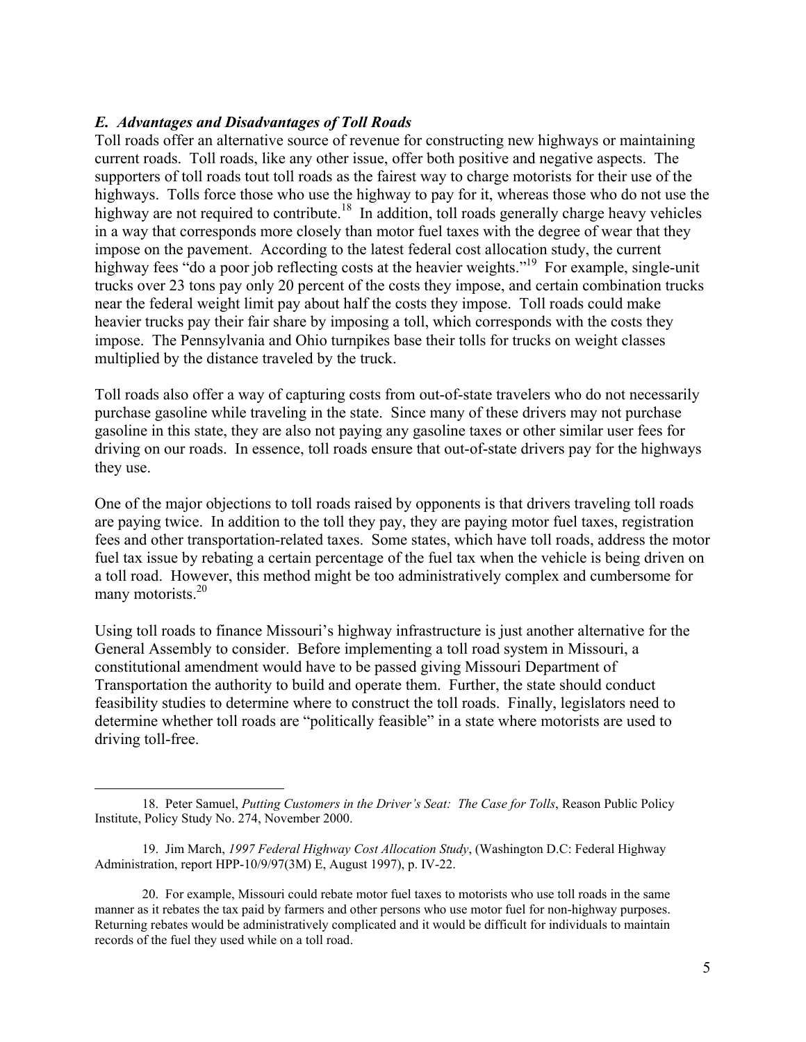### *E. Advantages and Disadvantages of Toll Roads*

Toll roads offer an alternative source of revenue for constructing new highways or maintaining current roads. Toll roads, like any other issue, offer both positive and negative aspects. The supporters of toll roads tout toll roads as the fairest way to charge motorists for their use of the highways. Tolls force those who use the highway to pay for it, whereas those who do not use the highway are not required to contribute.[18] In addition, toll roads generally charge heavy vehicles in a way that corresponds more closely than motor fuel taxes with the degree of wear that they impose on the pavement. According to the latest federal cost allocation study, the current highway fees "do a poor job reflecting costs at the heavier weights."[19] For example, single-unit trucks over 23 tons pay only 20 percent of the costs they impose, and certain combination trucks near the federal weight limit pay about half the costs they impose. Toll roads could make heavier trucks pay their fair share by imposing a toll, which corresponds with the costs they impose. The Pennsylvania and Ohio turnpikes base their tolls for trucks on weight classes multiplied by the distance traveled by the truck.

Toll roads also offer a way of capturing costs from out-of-state travelers who do not necessarily purchase gasoline while traveling in the state. Since many of these drivers may not purchase gasoline in this state, they are also not paying any gasoline taxes or other similar user fees for driving on our roads. In essence, toll roads ensure that out-of-state drivers pay for the highways they use.

One of the major objections to toll roads raised by opponents is that drivers traveling toll roads are paying twice. In addition to the toll they pay, they are paying motor fuel taxes, registration fees and other transportation-related taxes. Some states, which have toll roads, address the motor fuel tax issue by rebating a certain percentage of the fuel tax when the vehicle is being driven on a toll road. However, this method might be too administratively complex and cumbersome for many motorists.[20]

Using toll roads to finance Missouri's highway infrastructure is just another alternative for the General Assembly to consider. Before implementing a toll road system in Missouri, a constitutional amendment would have to be passed giving Missouri Department of Transportation the authority to build and operate them. Further, the state should conduct feasibility studies to determine where to construct the toll roads. Finally, legislators need to determine whether toll roads are "politically feasible" in a state where motorists are used to driving toll-free.

---

18. Peter Samuel, *Putting Customers in the Driver's Seat: The Case for Tolls*, Reason Public Policy Institute, Policy Study No. 274, November 2000.

19. Jim March, *1997 Federal Highway Cost Allocation Study*, (Washington D.C: Federal Highway Administration, report HPP-10/9/97(3M) E, August 1997), p. IV-22.

20. For example, Missouri could rebate motor fuel taxes to motorists who use toll roads in the same manner as it rebates the tax paid by farmers and other persons who use motor fuel for non-highway purposes. Returning rebates would be administratively complicated and it would be difficult for individuals to maintain records of the fuel they used while on a toll road.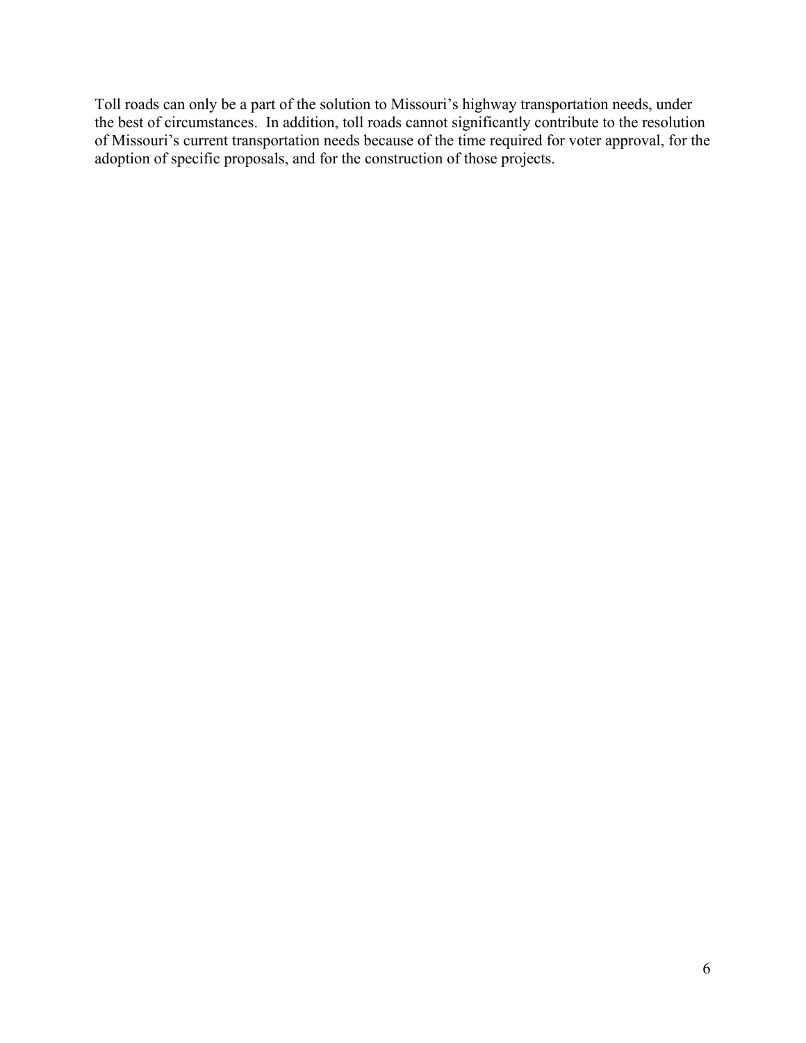Toll roads can only be a part of the solution to Missouri's highway transportation needs, under the best of circumstances. In addition, toll roads cannot significantly contribute to the resolution of Missouri's current transportation needs because of the time required for voter approval, for the adoption of specific proposals, and for the construction of those projects.